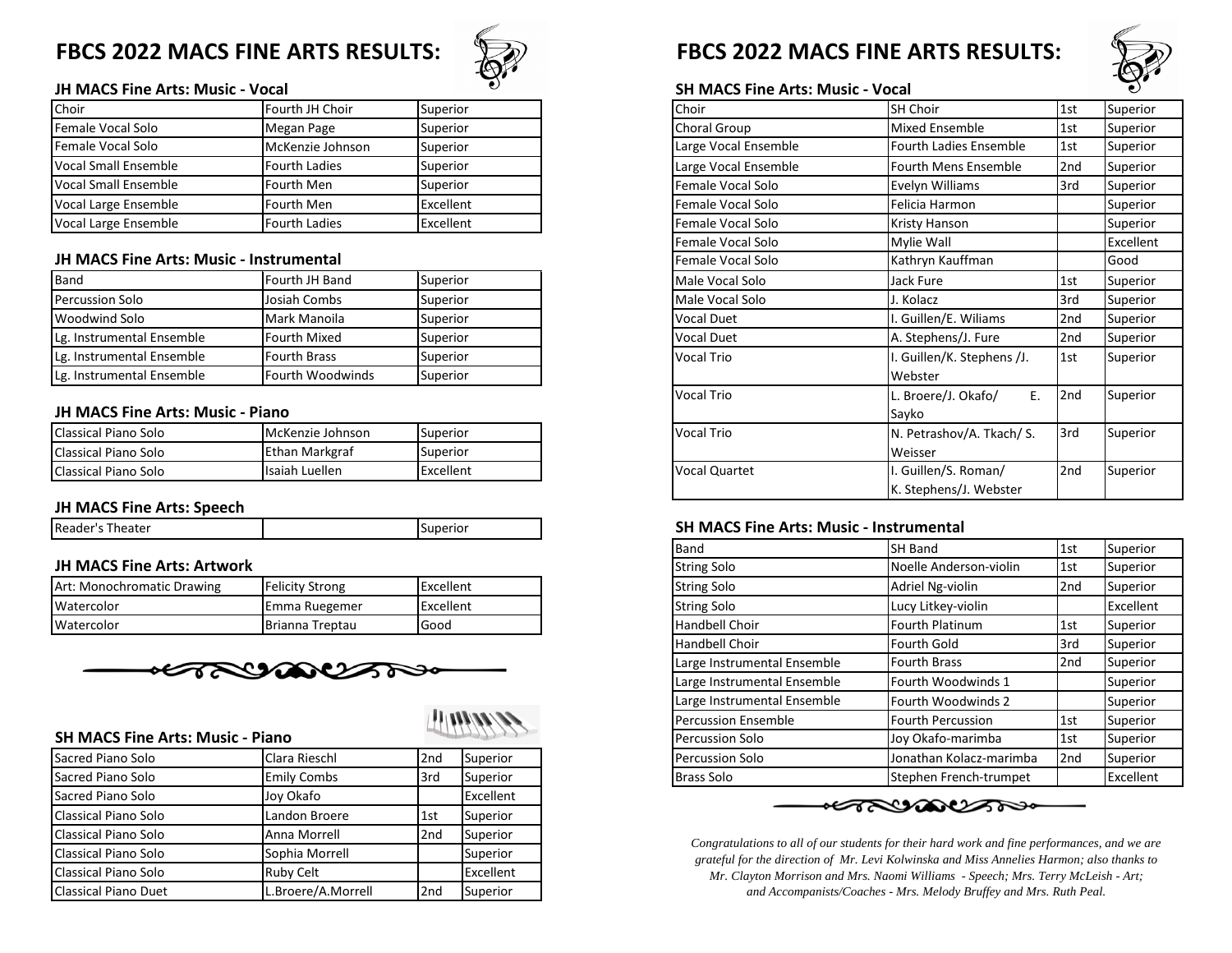# FBCS 2022 MACS FINE ARTS RESULTS:

### JH MACS Fine Arts: Music - Vocal

| | | |
|---|---|---|
| Choir | Fourth JH Choir | Superior |
| Female Vocal Solo | Megan Page | Superior |
| Female Vocal Solo | McKenzie Johnson | Superior |
| Vocal Small Ensemble | Fourth Ladies | Superior |
| Vocal Small Ensemble | Fourth Men | Superior |
| Vocal Large Ensemble | Fourth Men | Excellent |
| Vocal Large Ensemble | Fourth Ladies | Excellent |

### JH MACS Fine Arts: Music - Instrumental

| | | |
|---|---|---|
| Band | Fourth JH Band | Superior |
| Percussion Solo | Josiah Combs | Superior |
| Woodwind Solo | Mark Manoila | Superior |
| Lg. Instrumental Ensemble | Fourth Mixed | Superior |
| Lg. Instrumental Ensemble | Fourth Brass | Superior |
| Lg. Instrumental Ensemble | Fourth Woodwinds | Superior |

### JH MACS Fine Arts: Music - Piano

| | | |
|---|---|---|
| Classical Piano Solo | McKenzie Johnson | Superior |
| Classical Piano Solo | Ethan Markgraf | Superior |
| Classical Piano Solo | Isaiah Luellen | Excellent |

### JH MACS Fine Arts: Speech

| | | |
|---|---|---|
| Reader's Theater | | Superior |

### JH MACS Fine Arts: Artwork

| | | |
|---|---|---|
| Art: Monochromatic Drawing | Felicity Strong | Excellent |
| Watercolor | Emma Ruegemer | Excellent |
| Watercolor | Brianna Treptau | Good |

### SH MACS Fine Arts: Music - Piano

| | | | |
|---|---|---|---|
| Sacred Piano Solo | Clara Rieschl | 2nd | Superior |
| Sacred Piano Solo | Emily Combs | 3rd | Superior |
| Sacred Piano Solo | Joy Okafo | | Excellent |
| Classical Piano Solo | Landon Broere | 1st | Superior |
| Classical Piano Solo | Anna Morrell | 2nd | Superior |
| Classical Piano Solo | Sophia Morrell | | Superior |
| Classical Piano Solo | Ruby Celt | | Excellent |
| Classical Piano Duet | L.Broere/A.Morrell | 2nd | Superior |

# FBCS 2022 MACS FINE ARTS RESULTS:

### SH MACS Fine Arts: Music - Vocal

| | | | |
|---|---|---|---|
| Choir | SH Choir | 1st | Superior |
| Choral Group | Mixed Ensemble | 1st | Superior |
| Large Vocal Ensemble | Fourth Ladies Ensemble | 1st | Superior |
| Large Vocal Ensemble | Fourth Mens Ensemble | 2nd | Superior |
| Female Vocal Solo | Evelyn Williams | 3rd | Superior |
| Female Vocal Solo | Felicia Harmon | | Superior |
| Female Vocal Solo | Kristy Hanson | | Superior |
| Female Vocal Solo | Mylie Wall | | Excellent |
| Female Vocal Solo | Kathryn Kauffman | | Good |
| Male Vocal Solo | Jack Fure | 1st | Superior |
| Male Vocal Solo | J. Kolacz | 3rd | Superior |
| Vocal Duet | I. Guillen/E. Wiliams | 2nd | Superior |
| Vocal Duet | A. Stephens/J. Fure | 2nd | Superior |
| Vocal Trio | I. Guillen/K. Stephens /J. Webster | 1st | Superior |
| Vocal Trio | L. Broere/J. Okafo/ E. Sayko | 2nd | Superior |
| Vocal Trio | N. Petrashov/A. Tkach/ S. Weisser | 3rd | Superior |
| Vocal Quartet | I. Guillen/S. Roman/ K. Stephens/J. Webster | 2nd | Superior |

### SH MACS Fine Arts: Music - Instrumental

| | | | |
|---|---|---|---|
| Band | SH Band | 1st | Superior |
| String Solo | Noelle Anderson-violin | 1st | Superior |
| String Solo | Adriel Ng-violin | 2nd | Superior |
| String Solo | Lucy Litkey-violin | | Excellent |
| Handbell Choir | Fourth Platinum | 1st | Superior |
| Handbell Choir | Fourth Gold | 3rd | Superior |
| Large Instrumental Ensemble | Fourth Brass | 2nd | Superior |
| Large Instrumental Ensemble | Fourth Woodwinds 1 | | Superior |
| Large Instrumental Ensemble | Fourth Woodwinds 2 | | Superior |
| Percussion Ensemble | Fourth Percussion | 1st | Superior |
| Percussion Solo | Joy Okafo-marimba | 1st | Superior |
| Percussion Solo | Jonathan Kolacz-marimba | 2nd | Superior |
| Brass Solo | Stephen French-trumpet | | Excellent |

*Congratulations to all of our students for their hard work and fine performances, and we are grateful for the direction of Mr. Levi Kolwinska and Miss Annelies Harmon; also thanks to Mr. Clayton Morrison and Mrs. Naomi Williams - Speech; Mrs. Terry McLeish - Art; and Accompanists/Coaches - Mrs. Melody Bruffey and Mrs. Ruth Peal.*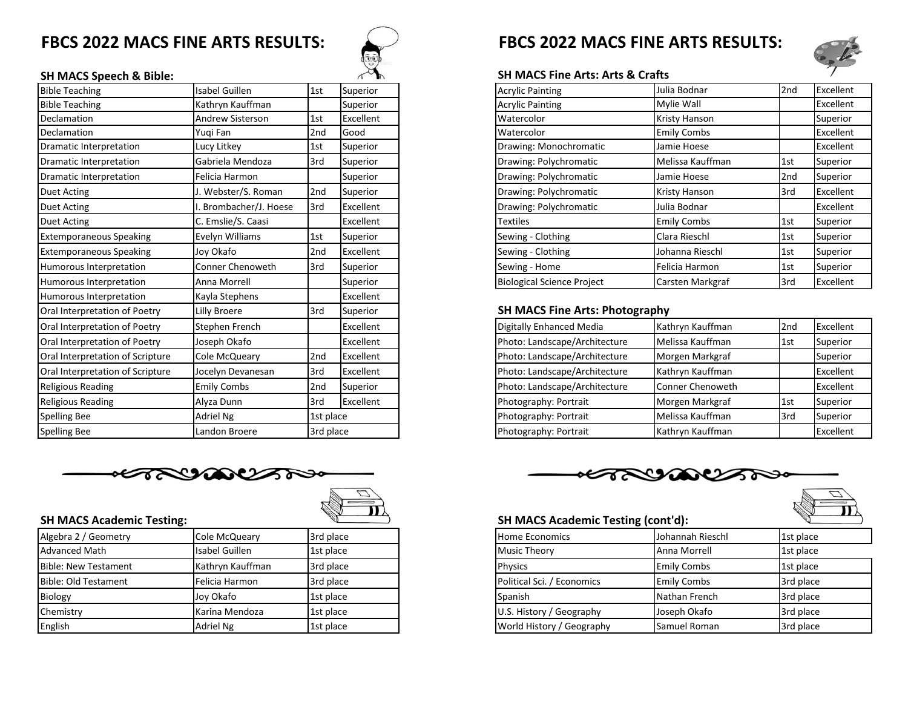# FBCS 2022 MACS FINE ARTS RESULTS:

## SH MACS Speech & Bible:

| | | | |
|---|---|---|---|
| Bible Teaching | Isabel Guillen | 1st | Superior |
| Bible Teaching | Kathryn Kauffman | | Superior |
| Declamation | Andrew Sisterson | 1st | Excellent |
| Declamation | Yuqi Fan | 2nd | Good |
| Dramatic Interpretation | Lucy Litkey | 1st | Superior |
| Dramatic Interpretation | Gabriela Mendoza | 3rd | Superior |
| Dramatic Interpretation | Felicia Harmon | | Superior |
| Duet Acting | J. Webster/S. Roman | 2nd | Superior |
| Duet Acting | I. Brombacher/J. Hoese | 3rd | Excellent |
| Duet Acting | C. Emslie/S. Caasi | | Excellent |
| Extemporaneous Speaking | Evelyn Williams | 1st | Superior |
| Extemporaneous Speaking | Joy Okafo | 2nd | Excellent |
| Humorous Interpretation | Conner Chenoweth | 3rd | Superior |
| Humorous Interpretation | Anna Morrell | | Superior |
| Humorous Interpretation | Kayla Stephens | | Excellent |
| Oral Interpretation of Poetry | Lilly Broere | 3rd | Superior |
| Oral Interpretation of Poetry | Stephen French | | Excellent |
| Oral Interpretation of Poetry | Joseph Okafo | | Excellent |
| Oral Interpretation of Scripture | Cole McQueary | 2nd | Excellent |
| Oral Interpretation of Scripture | Jocelyn Devanesan | 3rd | Excellent |
| Religious Reading | Emily Combs | 2nd | Superior |
| Religious Reading | Alyza Dunn | 3rd | Excellent |
| Spelling Bee | Adriel Ng | 1st place | |
| Spelling Bee | Landon Broere | 3rd place | |

## SH MACS Academic Testing:

| | | |
|---|---|---|
| Algebra 2 / Geometry | Cole McQueary | 3rd place |
| Advanced Math | Isabel Guillen | 1st place |
| Bible: New Testament | Kathryn Kauffman | 3rd place |
| Bible: Old Testament | Felicia Harmon | 3rd place |
| Biology | Joy Okafo | 1st place |
| Chemistry | Karina Mendoza | 1st place |
| English | Adriel Ng | 1st place |

# FBCS 2022 MACS FINE ARTS RESULTS:

## SH MACS Fine Arts: Arts & Crafts

| | | | |
|---|---|---|---|
| Acrylic Painting | Julia Bodnar | 2nd | Excellent |
| Acrylic Painting | Mylie Wall | | Excellent |
| Watercolor | Kristy Hanson | | Superior |
| Watercolor | Emily Combs | | Excellent |
| Drawing: Monochromatic | Jamie Hoese | | Excellent |
| Drawing: Polychromatic | Melissa Kauffman | 1st | Superior |
| Drawing: Polychromatic | Jamie Hoese | 2nd | Superior |
| Drawing: Polychromatic | Kristy Hanson | 3rd | Excellent |
| Drawing: Polychromatic | Julia Bodnar | | Excellent |
| Textiles | Emily Combs | 1st | Superior |
| Sewing - Clothing | Clara Rieschl | 1st | Superior |
| Sewing - Clothing | Johanna Rieschl | 1st | Superior |
| Sewing - Home | Felicia Harmon | 1st | Superior |
| Biological Science Project | Carsten Markgraf | 3rd | Excellent |

## SH MACS Fine Arts: Photography

| | | | |
|---|---|---|---|
| Digitally Enhanced Media | Kathryn Kauffman | 2nd | Excellent |
| Photo: Landscape/Architecture | Melissa Kauffman | 1st | Superior |
| Photo: Landscape/Architecture | Morgen Markgraf | | Superior |
| Photo: Landscape/Architecture | Kathryn Kauffman | | Excellent |
| Photo: Landscape/Architecture | Conner Chenoweth | | Excellent |
| Photography: Portrait | Morgen Markgraf | 1st | Superior |
| Photography: Portrait | Melissa Kauffman | 3rd | Superior |
| Photography: Portrait | Kathryn Kauffman | | Excellent |

## SH MACS Academic Testing (cont'd):

| | | |
|---|---|---|
| Home Economics | Johannah Rieschl | 1st place |
| Music Theory | Anna Morrell | 1st place |
| Physics | Emily Combs | 1st place |
| Political Sci. / Economics | Emily Combs | 3rd place |
| Spanish | Nathan French | 3rd place |
| U.S. History / Geography | Joseph Okafo | 3rd place |
| World History / Geography | Samuel Roman | 3rd place |